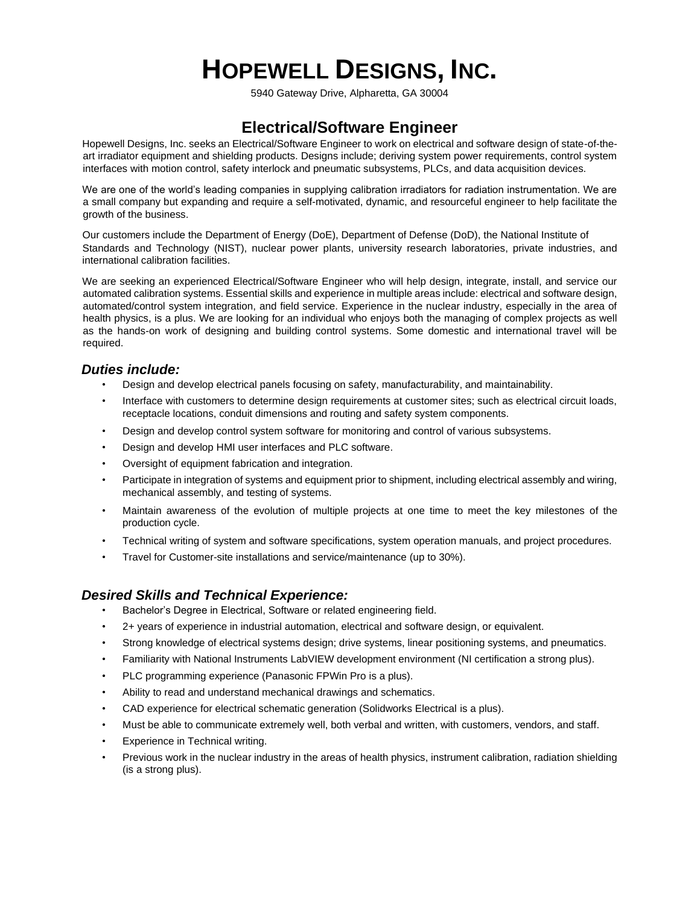# HOPEWELL DESIGNS, INC.

5940 Gateway Drive, Alpharetta, GA 30004

## Electrical/Software Engineer

Hopewell Designs, Inc. seeks an Electrical/Software Engineer to work on electrical and software design of state-of-the-art irradiator equipment and shielding products. Designs include; deriving system power requirements, control system interfaces with motion control, safety interlock and pneumatic subsystems, PLCs, and data acquisition devices.

We are one of the world's leading companies in supplying calibration irradiators for radiation instrumentation. We are a small company but expanding and require a self-motivated, dynamic, and resourceful engineer to help facilitate the growth of the business.

Our customers include the Department of Energy (DoE), Department of Defense (DoD), the National Institute of Standards and Technology (NIST), nuclear power plants, university research laboratories, private industries, and international calibration facilities.

We are seeking an experienced Electrical/Software Engineer who will help design, integrate, install, and service our automated calibration systems. Essential skills and experience in multiple areas include: electrical and software design, automated/control system integration, and field service. Experience in the nuclear industry, especially in the area of health physics, is a plus. We are looking for an individual who enjoys both the managing of complex projects as well as the hands-on work of designing and building control systems. Some domestic and international travel will be required.

### *Duties include:*

- Design and develop electrical panels focusing on safety, manufacturability, and maintainability.
- Interface with customers to determine design requirements at customer sites; such as electrical circuit loads, receptacle locations, conduit dimensions and routing and safety system components.
- Design and develop control system software for monitoring and control of various subsystems.
- Design and develop HMI user interfaces and PLC software.
- Oversight of equipment fabrication and integration.
- Participate in integration of systems and equipment prior to shipment, including electrical assembly and wiring, mechanical assembly, and testing of systems.
- Maintain awareness of the evolution of multiple projects at one time to meet the key milestones of the production cycle.
- Technical writing of system and software specifications, system operation manuals, and project procedures.
- Travel for Customer-site installations and service/maintenance (up to 30%).

### *Desired Skills and Technical Experience:*

- Bachelor's Degree in Electrical, Software or related engineering field.
- 2+ years of experience in industrial automation, electrical and software design, or equivalent.
- Strong knowledge of electrical systems design; drive systems, linear positioning systems, and pneumatics.
- Familiarity with National Instruments LabVIEW development environment (NI certification a strong plus).
- PLC programming experience (Panasonic FPWin Pro is a plus).
- Ability to read and understand mechanical drawings and schematics.
- CAD experience for electrical schematic generation (Solidworks Electrical is a plus).
- Must be able to communicate extremely well, both verbal and written, with customers, vendors, and staff.
- Experience in Technical writing.
- Previous work in the nuclear industry in the areas of health physics, instrument calibration, radiation shielding (is a strong plus).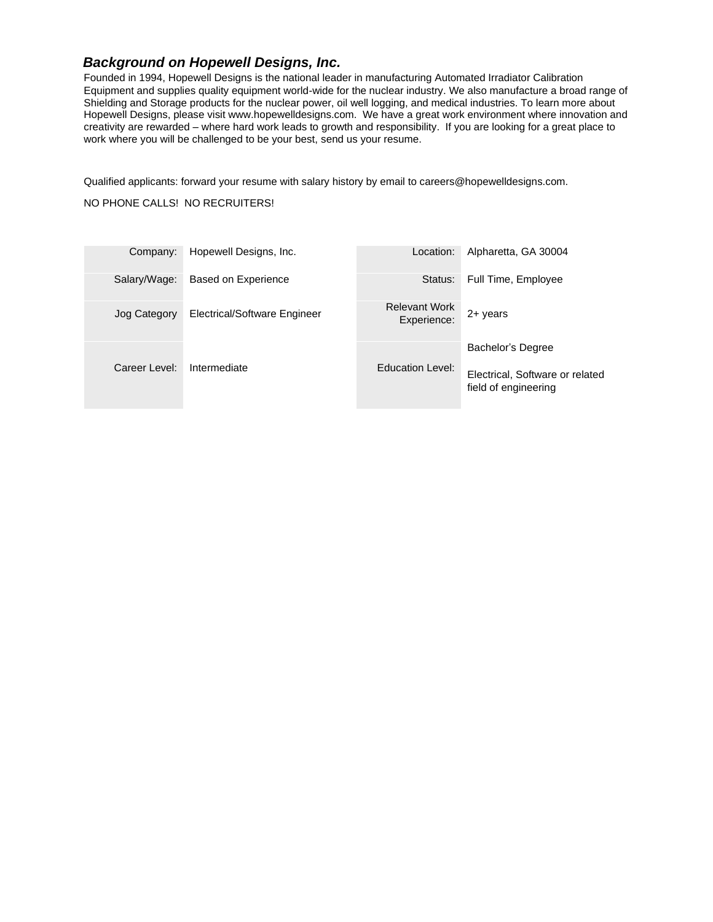### *Background on Hopewell Designs, Inc.*

Founded in 1994, Hopewell Designs is the national leader in manufacturing Automated Irradiator Calibration Equipment and supplies quality equipment world-wide for the nuclear industry. We also manufacture a broad range of Shielding and Storage products for the nuclear power, oil well logging, and medical industries. To learn more about Hopewell Designs, please visit www.hopewelldesigns.com. We have a great work environment where innovation and creativity are rewarded – where hard work leads to growth and responsibility. If you are looking for a great place to work where you will be challenged to be your best, send us your resume.

Qualified applicants: forward your resume with salary history by email to careers@hopewelldesigns.com.

NO PHONE CALLS! NO RECRUITERS!

| | | | |
|---|---|---|---|
| Company: | Hopewell Designs, Inc. | Location: | Alpharetta, GA 30004 |
| Salary/Wage: | Based on Experience | Status: | Full Time, Employee |
| Jog Category | Electrical/Software Engineer | Relevant Work Experience: | 2+ years |
| Career Level: | Intermediate | Education Level: | Bachelor's Degree<br>Electrical, Software or related field of engineering |